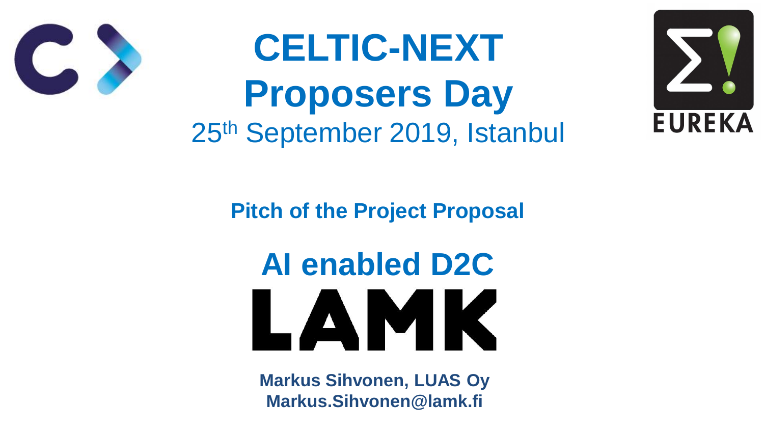# CELTIC-NEXT Proposers Day

25th September 2019, Istanbul

EUREKA

## Pitch of the Project Proposal

# AI enabled D2C

LAMK

**Markus Sihvonen, LUAS Oy**
**Markus.Sihvonen@lamk.fi**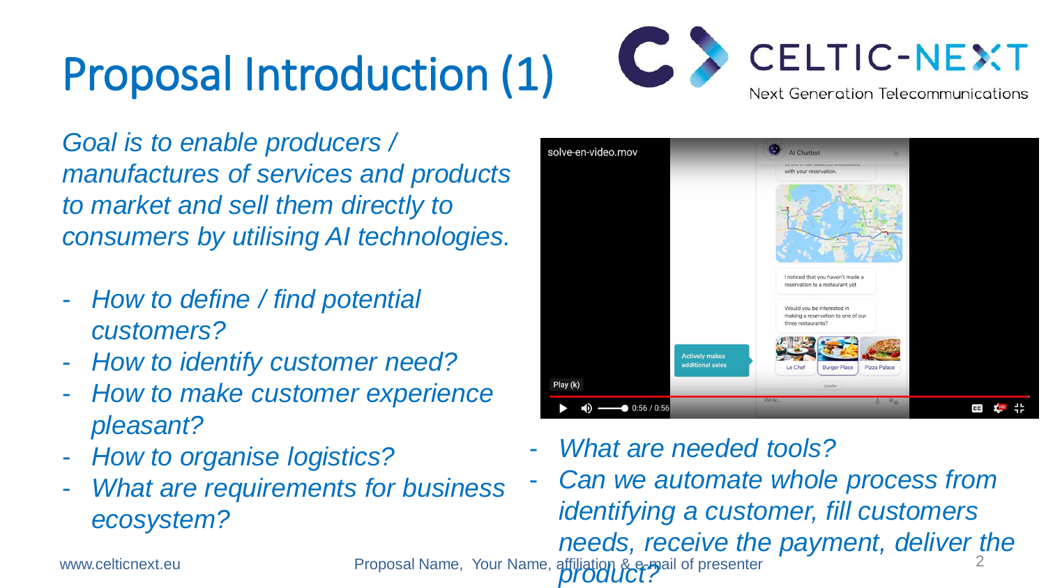# Proposal Introduction (1)

*Goal is to enable producers / manufactures of services and products to market and sell them directly to consumers by utilising AI technologies.*

- *How to define / find potential customers?*
- *How to identify customer need?*
- *How to make customer experience pleasant?*
- *How to organise logistics?*
- *What are requirements for business ecosystem?*
- *What are needed tools?*
- *Can we automate whole process from identifying a customer, fill customers needs, receive the payment, deliver the product?*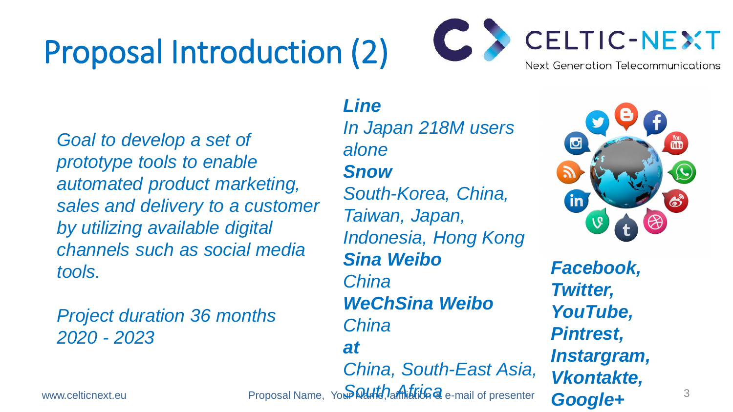# Proposal Introduction (2)

*Goal to develop a set of prototype tools to enable automated product marketing, sales and delivery to a customer by utilizing available digital channels such as social media tools.*

*Project duration 36 months 2020 - 2023*

***Line***
*In Japan 218M users alone*
***Snow***
*South-Korea, China, Taiwan, Japan, Indonesia, Hong Kong*
***Sina Weibo***
*China*
***WeChSina Weibo***
*China*
***at***
*China, South-East Asia, South Africa*

***Facebook, Twitter, YouTube, Pintrest, Instargram, Vkontakte, Google+***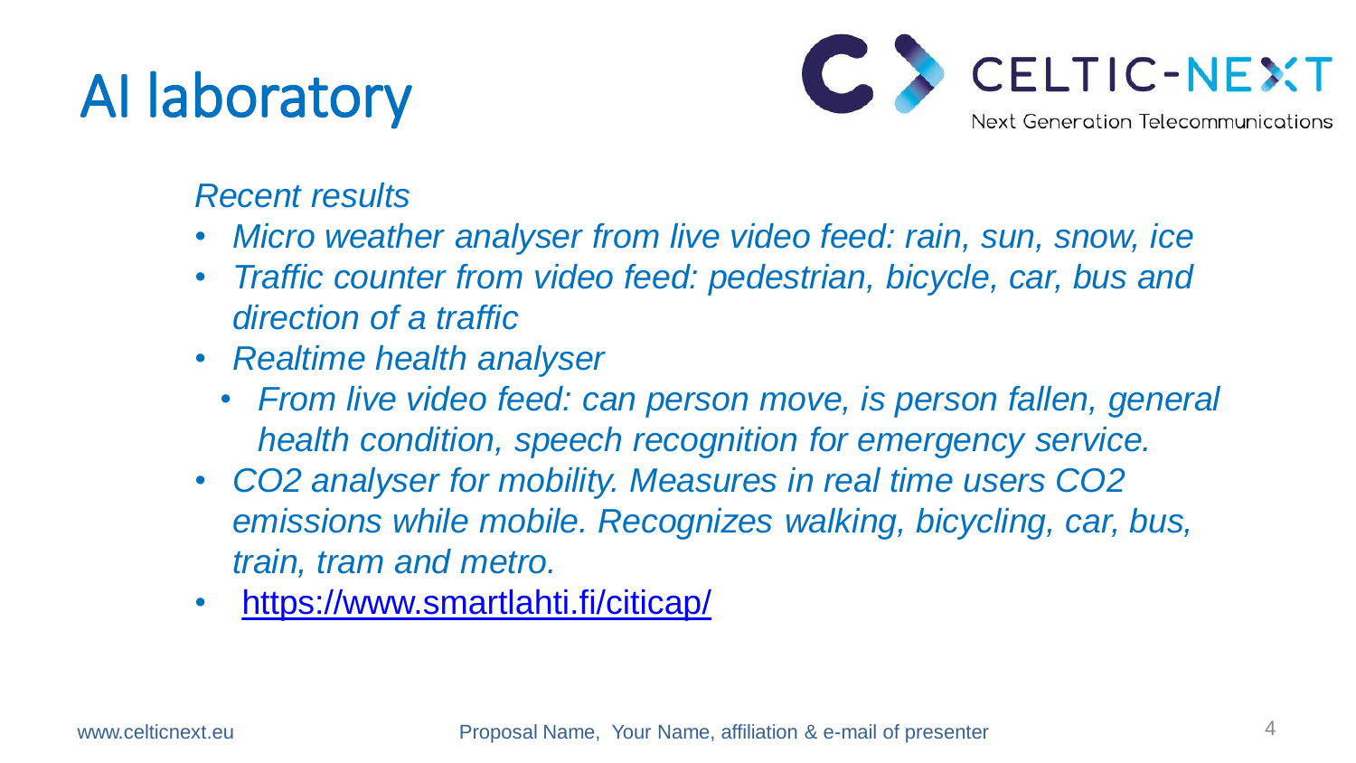# AI laboratory

*Recent results*

- *Micro weather analyser from live video feed: rain, sun, snow, ice*
- *Traffic counter from video feed: pedestrian, bicycle, car, bus and direction of a traffic*
- *Realtime health analyser*
  - *From live video feed: can person move, is person fallen, general health condition, speech recognition for emergency service.*
- *$CO_2$ analyser for mobility. Measures in real time users $CO_2$ emissions while mobile. Recognizes walking, bicycling, car, bus, train, tram and metro.*
- https://www.smartlahti.fi/citicap/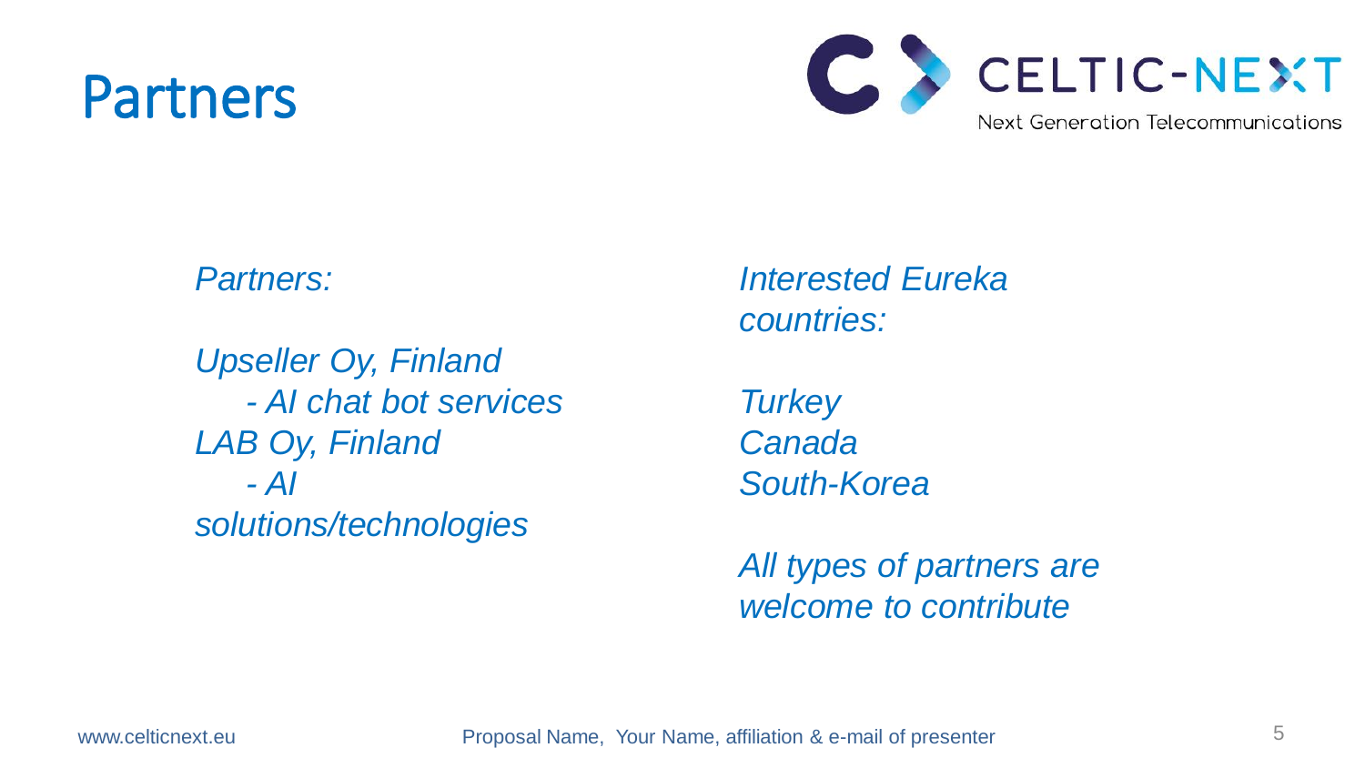# Partners

*Partners:*

*Upseller Oy, Finland*
- *AI chat bot services*

*LAB Oy, Finland*
- *AI solutions/technologies*

*Interested Eureka countries:*

*Turkey*
*Canada*
*South-Korea*

*All types of partners are welcome to contribute*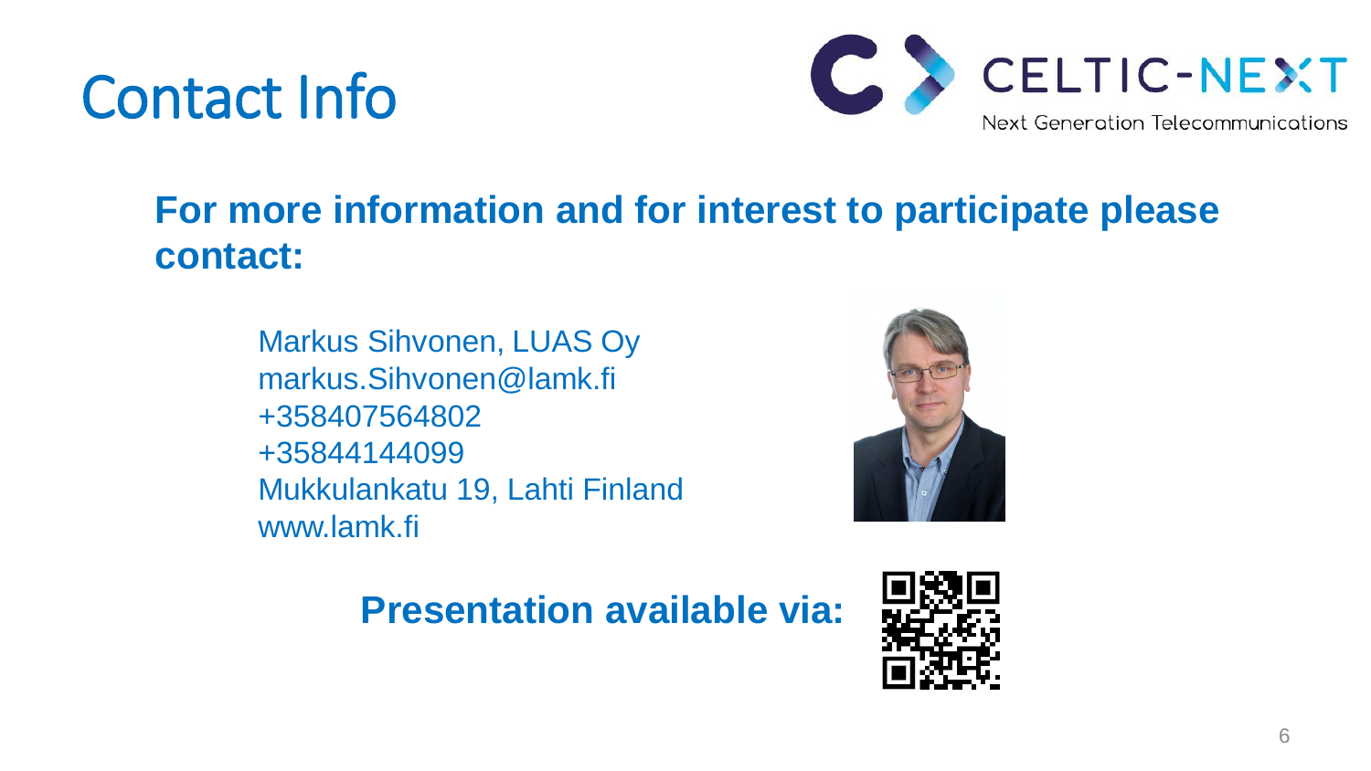# Contact Info

CELTIC-NEXT
Next Generation Telecommunications

**For more information and for interest to participate please contact:**

Markus Sihvonen, LUAS Oy
markus.Sihvonen@lamk.fi
+358407564802
+35844144099
Mukkulankatu 19, Lahti Finland
www.lamk.fi

**Presentation available via:**